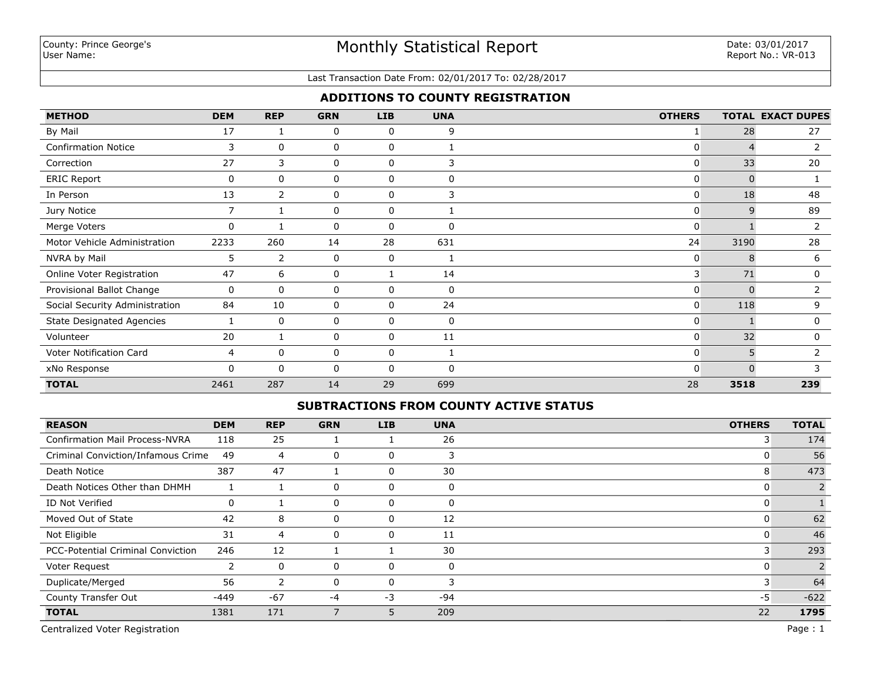County: Prince George's
User Name:

# Monthly Statistical Report

Date: 03/01/2017
Report No.: VR-013

Last Transaction Date From: 02/01/2017 To: 02/28/2017

## ADDITIONS TO COUNTY REGISTRATION

| METHOD | DEM | REP | GRN | LIB | UNA | OTHERS | TOTAL | EXACT DUPES |
|---|---|---|---|---|---|---|---|---|
| By Mail | 17 | 1 | 0 | 0 | 9 | 1 | 28 | 27 |
| Confirmation Notice | 3 | 0 | 0 | 0 | 1 | 0 | 4 | 2 |
| Correction | 27 | 3 | 0 | 0 | 3 | 0 | 33 | 20 |
| ERIC Report | 0 | 0 | 0 | 0 | 0 | 0 | 0 | 1 |
| In Person | 13 | 2 | 0 | 0 | 3 | 0 | 18 | 48 |
| Jury Notice | 7 | 1 | 0 | 0 | 1 | 0 | 9 | 89 |
| Merge Voters | 0 | 1 | 0 | 0 | 0 | 0 | 1 | 2 |
| Motor Vehicle Administration | 2233 | 260 | 14 | 28 | 631 | 24 | 3190 | 28 |
| NVRA by Mail | 5 | 2 | 0 | 0 | 1 | 0 | 8 | 6 |
| Online Voter Registration | 47 | 6 | 0 | 1 | 14 | 3 | 71 | 0 |
| Provisional Ballot Change | 0 | 0 | 0 | 0 | 0 | 0 | 0 | 2 |
| Social Security Administration | 84 | 10 | 0 | 0 | 24 | 0 | 118 | 9 |
| State Designated Agencies | 1 | 0 | 0 | 0 | 0 | 0 | 1 | 0 |
| Volunteer | 20 | 1 | 0 | 0 | 11 | 0 | 32 | 0 |
| Voter Notification Card | 4 | 0 | 0 | 0 | 1 | 0 | 5 | 2 |
| xNo Response | 0 | 0 | 0 | 0 | 0 | 0 | 0 | 3 |
| **TOTAL** | 2461 | 287 | 14 | 29 | 699 | 28 | **3518** | **239** |

## SUBTRACTIONS FROM COUNTY ACTIVE STATUS

| REASON | DEM | REP | GRN | LIB | UNA | OTHERS | TOTAL |
|---|---|---|---|---|---|---|---|
| Confirmation Mail Process-NVRA | 118 | 25 | 1 | 1 | 26 | 3 | 174 |
| Criminal Conviction/Infamous Crime | 49 | 4 | 0 | 0 | 3 | 0 | 56 |
| Death Notice | 387 | 47 | 1 | 0 | 30 | 8 | 473 |
| Death Notices Other than DHMH | 1 | 1 | 0 | 0 | 0 | 0 | 2 |
| ID Not Verified | 0 | 1 | 0 | 0 | 0 | 0 | 1 |
| Moved Out of State | 42 | 8 | 0 | 0 | 12 | 0 | 62 |
| Not Eligible | 31 | 4 | 0 | 0 | 11 | 0 | 46 |
| PCC-Potential Criminal Conviction | 246 | 12 | 1 | 1 | 30 | 3 | 293 |
| Voter Request | 2 | 0 | 0 | 0 | 0 | 0 | 2 |
| Duplicate/Merged | 56 | 2 | 0 | 0 | 3 | 3 | 64 |
| County Transfer Out | -449 | -67 | -4 | -3 | -94 | -5 | -622 |
| **TOTAL** | 1381 | 171 | 7 | 5 | 209 | 22 | **1795** |

Centralized Voter Registration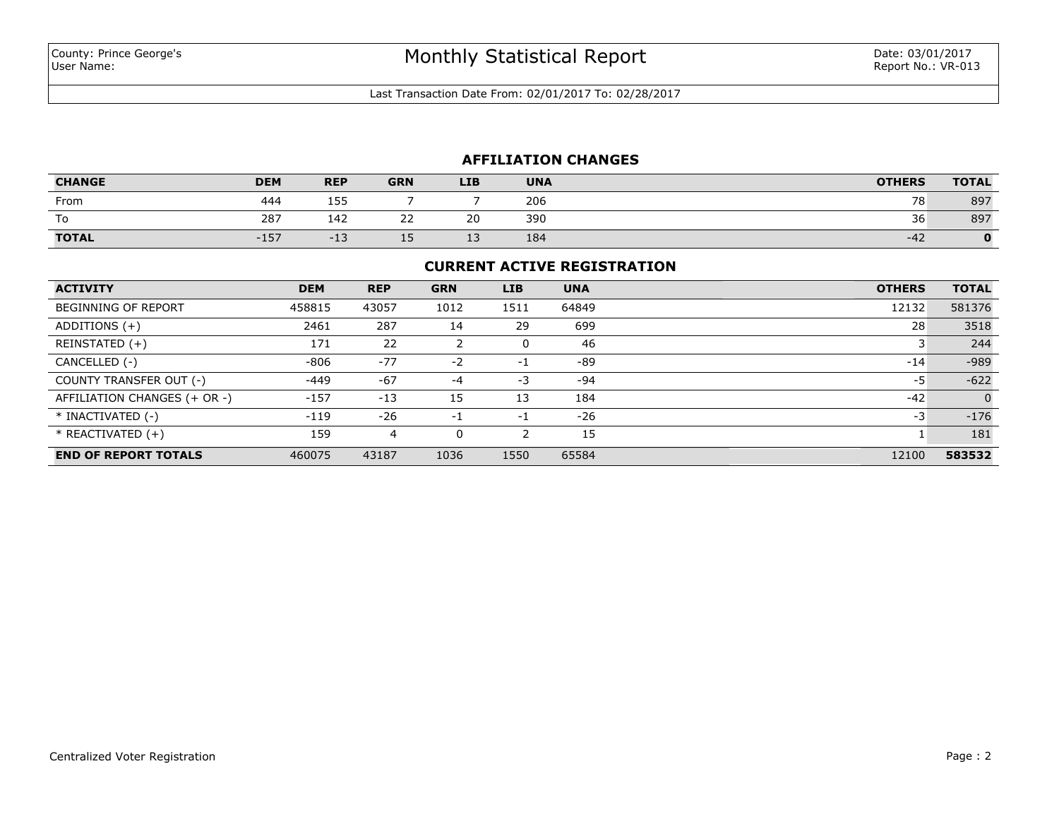County: Prince George's
User Name:

# Monthly Statistical Report

Date: 03/01/2017
Report No.: VR-013

Last Transaction Date From: 02/01/2017 To: 02/28/2017

## AFFILIATION CHANGES

| CHANGE | DEM | REP | GRN | LIB | UNA | OTHERS | TOTAL |
|---|---|---|---|---|---|---|---|
| From | 444 | 155 | 7 | 7 | 206 | 78 | 897 |
| To | 287 | 142 | 22 | 20 | 390 | 36 | 897 |
| **TOTAL** | -157 | -13 | 15 | 13 | 184 | -42 | **0** |

## CURRENT ACTIVE REGISTRATION

| ACTIVITY | DEM | REP | GRN | LIB | UNA | OTHERS | TOTAL |
|---|---|---|---|---|---|---|---|
| BEGINNING OF REPORT | 458815 | 43057 | 1012 | 1511 | 64849 | 12132 | 581376 |
| ADDITIONS (+) | 2461 | 287 | 14 | 29 | 699 | 28 | 3518 |
| REINSTATED (+) | 171 | 22 | 2 | 0 | 46 | 3 | 244 |
| CANCELLED (-) | -806 | -77 | -2 | -1 | -89 | -14 | -989 |
| COUNTY TRANSFER OUT (-) | -449 | -67 | -4 | -3 | -94 | -5 | -622 |
| AFFILIATION CHANGES (+ OR -) | -157 | -13 | 15 | 13 | 184 | -42 | 0 |
| * INACTIVATED (-) | -119 | -26 | -1 | -1 | -26 | -3 | -176 |
| * REACTIVATED (+) | 159 | 4 | 0 | 2 | 15 | 1 | 181 |
| **END OF REPORT TOTALS** | 460075 | 43187 | 1036 | 1550 | 65584 | 12100 | **583532** |

Centralized Voter Registration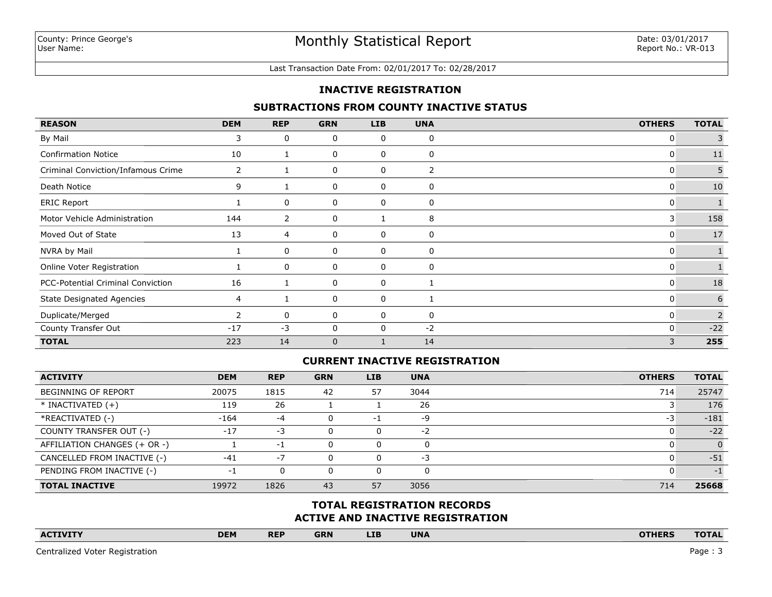County: Prince George's
User Name:

# Monthly Statistical Report

Date: 03/01/2017
Report No.: VR-013

Last Transaction Date From: 02/01/2017 To: 02/28/2017

## INACTIVE REGISTRATION

### SUBTRACTIONS FROM COUNTY INACTIVE STATUS

| REASON | DEM | REP | GRN | LIB | UNA | OTHERS | TOTAL |
|---|---|---|---|---|---|---|---|
| By Mail | 3 | 0 | 0 | 0 | 0 | 0 | 3 |
| Confirmation Notice | 10 | 1 | 0 | 0 | 0 | 0 | 11 |
| Criminal Conviction/Infamous Crime | 2 | 1 | 0 | 0 | 2 | 0 | 5 |
| Death Notice | 9 | 1 | 0 | 0 | 0 | 0 | 10 |
| ERIC Report | 1 | 0 | 0 | 0 | 0 | 0 | 1 |
| Motor Vehicle Administration | 144 | 2 | 0 | 1 | 8 | 3 | 158 |
| Moved Out of State | 13 | 4 | 0 | 0 | 0 | 0 | 17 |
| NVRA by Mail | 1 | 0 | 0 | 0 | 0 | 0 | 1 |
| Online Voter Registration | 1 | 0 | 0 | 0 | 0 | 0 | 1 |
| PCC-Potential Criminal Conviction | 16 | 1 | 0 | 0 | 1 | 0 | 18 |
| State Designated Agencies | 4 | 1 | 0 | 0 | 1 | 0 | 6 |
| Duplicate/Merged | 2 | 0 | 0 | 0 | 0 | 0 | 2 |
| County Transfer Out | -17 | -3 | 0 | 0 | -2 | 0 | -22 |
| **TOTAL** | 223 | 14 | 0 | 1 | 14 | 3 | **255** |

### CURRENT INACTIVE REGISTRATION

| ACTIVITY | DEM | REP | GRN | LIB | UNA | OTHERS | TOTAL |
|---|---|---|---|---|---|---|---|
| BEGINNING OF REPORT | 20075 | 1815 | 42 | 57 | 3044 | 714 | 25747 |
| * INACTIVATED (+) | 119 | 26 | 1 | 1 | 26 | 3 | 176 |
| *REACTIVATED (-) | -164 | -4 | 0 | -1 | -9 | -3 | -181 |
| COUNTY TRANSFER OUT (-) | -17 | -3 | 0 | 0 | -2 | 0 | -22 |
| AFFILIATION CHANGES (+ OR -) | 1 | -1 | 0 | 0 | 0 | 0 | 0 |
| CANCELLED FROM INACTIVE (-) | -41 | -7 | 0 | 0 | -3 | 0 | -51 |
| PENDING FROM INACTIVE (-) | -1 | 0 | 0 | 0 | 0 | 0 | -1 |
| **TOTAL INACTIVE** | 19972 | 1826 | 43 | 57 | 3056 | 714 | **25668** |

### TOTAL REGISTRATION RECORDS
### ACTIVE AND INACTIVE REGISTRATION

| ACTIVITY | DEM | REP | GRN | LIB | UNA | OTHERS | TOTAL |
|---|---|---|---|---|---|---|---|

Centralized Voter Registration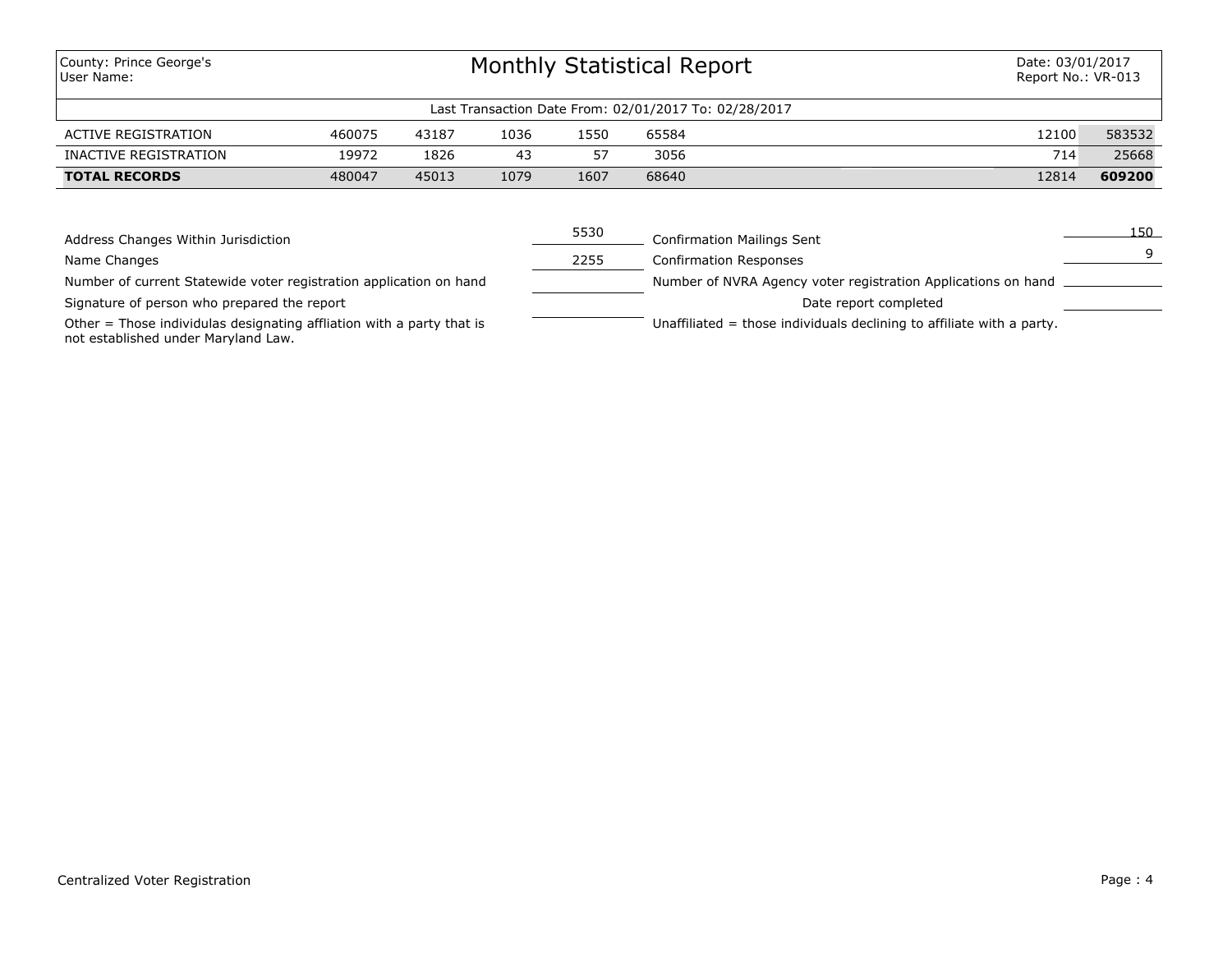County: Prince George's
User Name:

# Monthly Statistical Report

Date: 03/01/2017
Report No.: VR-013

Last Transaction Date From: 02/01/2017 To: 02/28/2017

| | | | | | | | | |
|---|---|---|---|---|---|---|---|---|
| ACTIVE REGISTRATION | 460075 | 43187 | 1036 | 1550 | 65584 | | 12100 | 583532 |
| INACTIVE REGISTRATION | 19972 | 1826 | 43 | 57 | 3056 | | 714 | 25668 |
| **TOTAL RECORDS** | 480047 | 45013 | 1079 | 1607 | 68640 | | 12814 | **609200** |

| | | | |
|---|---|---|---|
| Address Changes Within Jurisdiction | 5530 | Confirmation Mailings Sent | 150 |
| Name Changes | 2255 | Confirmation Responses | 9 |
| Number of current Statewide voter registration application on hand | | Number of NVRA Agency voter registration Applications on hand | |
| Signature of person who prepared the report | | Date report completed | |

Other = Those individulas designating affliation with a party that is not established under Maryland Law.

Unaffiliated = those individuals declining to affiliate with a party.

Centralized Voter Registration